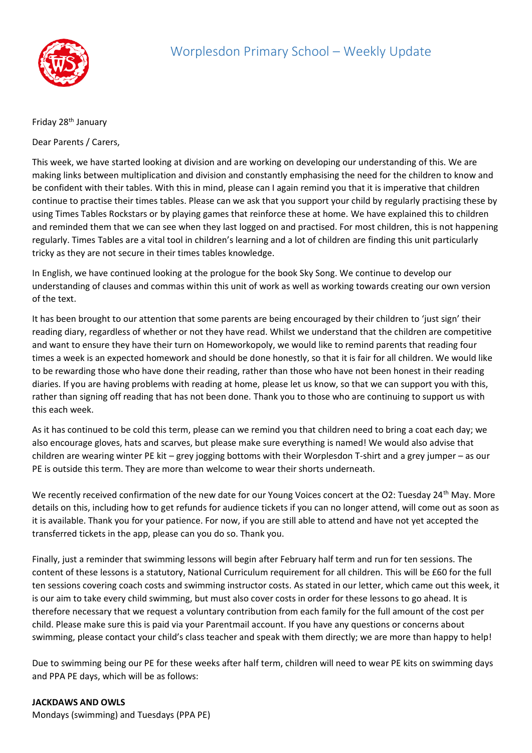# Worplesdon Primary School – Weekly Update

Friday 28th January

Dear Parents / Carers,

This week, we have started looking at division and are working on developing our understanding of this. We are making links between multiplication and division and constantly emphasising the need for the children to know and be confident with their tables. With this in mind, please can I again remind you that it is imperative that children continue to practise their times tables. Please can we ask that you support your child by regularly practising these by using Times Tables Rockstars or by playing games that reinforce these at home. We have explained this to children and reminded them that we can see when they last logged on and practised. For most children, this is not happening regularly. Times Tables are a vital tool in children's learning and a lot of children are finding this unit particularly tricky as they are not secure in their times tables knowledge.

In English, we have continued looking at the prologue for the book Sky Song. We continue to develop our understanding of clauses and commas within this unit of work as well as working towards creating our own version of the text.

It has been brought to our attention that some parents are being encouraged by their children to 'just sign' their reading diary, regardless of whether or not they have read. Whilst we understand that the children are competitive and want to ensure they have their turn on Homeworkopoly, we would like to remind parents that reading four times a week is an expected homework and should be done honestly, so that it is fair for all children. We would like to be rewarding those who have done their reading, rather than those who have not been honest in their reading diaries. If you are having problems with reading at home, please let us know, so that we can support you with this, rather than signing off reading that has not been done. Thank you to those who are continuing to support us with this each week.

As it has continued to be cold this term, please can we remind you that children need to bring a coat each day; we also encourage gloves, hats and scarves, but please make sure everything is named! We would also advise that children are wearing winter PE kit – grey jogging bottoms with their Worplesdon T-shirt and a grey jumper – as our PE is outside this term. They are more than welcome to wear their shorts underneath.

We recently received confirmation of the new date for our Young Voices concert at the O2: Tuesday 24th May. More details on this, including how to get refunds for audience tickets if you can no longer attend, will come out as soon as it is available. Thank you for your patience. For now, if you are still able to attend and have not yet accepted the transferred tickets in the app, please can you do so. Thank you.

Finally, just a reminder that swimming lessons will begin after February half term and run for ten sessions. The content of these lessons is a statutory, National Curriculum requirement for all children. This will be £60 for the full ten sessions covering coach costs and swimming instructor costs. As stated in our letter, which came out this week, it is our aim to take every child swimming, but must also cover costs in order for these lessons to go ahead. It is therefore necessary that we request a voluntary contribution from each family for the full amount of the cost per child. Please make sure this is paid via your Parentmail account. If you have any questions or concerns about swimming, please contact your child's class teacher and speak with them directly; we are more than happy to help!

Due to swimming being our PE for these weeks after half term, children will need to wear PE kits on swimming days and PPA PE days, which will be as follows:

**JACKDAWS AND OWLS**
Mondays (swimming) and Tuesdays (PPA PE)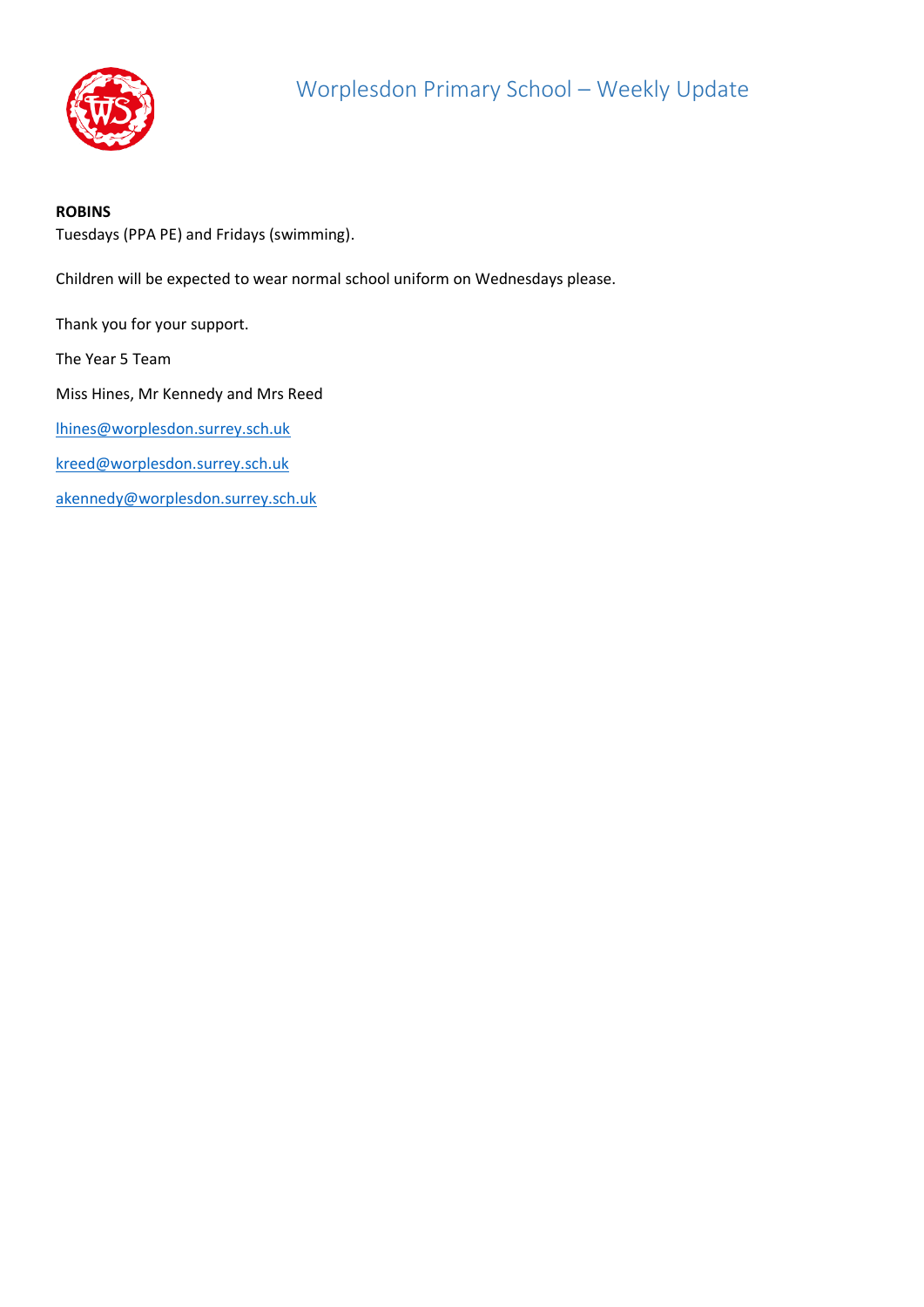**ROBINS**
Tuesdays (PPA PE) and Fridays (swimming).

Children will be expected to wear normal school uniform on Wednesdays please.

Thank you for your support.

The Year 5 Team

Miss Hines, Mr Kennedy and Mrs Reed

lhines@worplesdon.surrey.sch.uk

kreed@worplesdon.surrey.sch.uk

akennedy@worplesdon.surrey.sch.uk